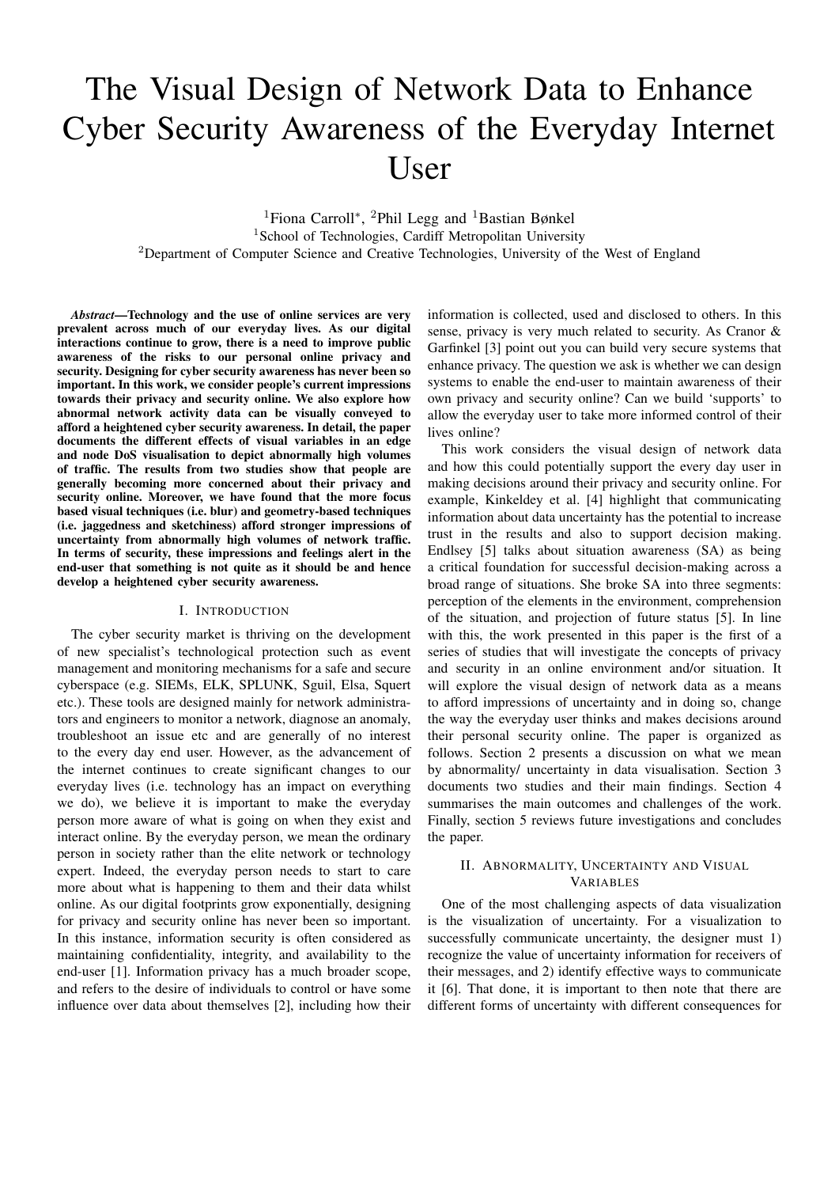# The Visual Design of Network Data to Enhance Cyber Security Awareness of the Everyday Internet User

[1]Fiona Carroll*, [2]Phil Legg and [1]Bastian Bønkel

[1]School of Technologies, Cardiff Metropolitan University

[2]Department of Computer Science and Creative Technologies, University of the West of England

***Abstract*—Technology and the use of online services are very prevalent across much of our everyday lives. As our digital interactions continue to grow, there is a need to improve public awareness of the risks to our personal online privacy and security. Designing for cyber security awareness has never been so important. In this work, we consider people's current impressions towards their privacy and security online. We also explore how abnormal network activity data can be visually conveyed to afford a heightened cyber security awareness. In detail, the paper documents the different effects of visual variables in an edge and node DoS visualisation to depict abnormally high volumes of traffic. The results from two studies show that people are generally becoming more concerned about their privacy and security online. Moreover, we have found that the more focus based visual techniques (i.e. blur) and geometry-based techniques (i.e. jaggedness and sketchiness) afford stronger impressions of uncertainty from abnormally high volumes of network traffic. In terms of security, these impressions and feelings alert in the end-user that something is not quite as it should be and hence develop a heightened cyber security awareness.**

## I. Introduction

The cyber security market is thriving on the development of new specialist's technological protection such as event management and monitoring mechanisms for a safe and secure cyberspace (e.g. SIEMs, ELK, SPLUNK, Sguil, Elsa, Squert etc.). These tools are designed mainly for network administrators and engineers to monitor a network, diagnose an anomaly, troubleshoot an issue etc and are generally of no interest to the every day end user. However, as the advancement of the internet continues to create significant changes to our everyday lives (i.e. technology has an impact on everything we do), we believe it is important to make the everyday person more aware of what is going on when they exist and interact online. By the everyday person, we mean the ordinary person in society rather than the elite network or technology expert. Indeed, the everyday person needs to start to care more about what is happening to them and their data whilst online. As our digital footprints grow exponentially, designing for privacy and security online has never been so important. In this instance, information security is often considered as maintaining confidentiality, integrity, and availability to the end-user [1]. Information privacy has a much broader scope, and refers to the desire of individuals to control or have some influence over data about themselves [2], including how their information is collected, used and disclosed to others. In this sense, privacy is very much related to security. As Cranor & Garfinkel [3] point out you can build very secure systems that enhance privacy. The question we ask is whether we can design systems to enable the end-user to maintain awareness of their own privacy and security online? Can we build 'supports' to allow the everyday user to take more informed control of their lives online?

This work considers the visual design of network data and how this could potentially support the every day user in making decisions around their privacy and security online. For example, Kinkeldey et al. [4] highlight that communicating information about data uncertainty has the potential to increase trust in the results and also to support decision making. Endlsey [5] talks about situation awareness (SA) as being a critical foundation for successful decision-making across a broad range of situations. She broke SA into three segments: perception of the elements in the environment, comprehension of the situation, and projection of future status [5]. In line with this, the work presented in this paper is the first of a series of studies that will investigate the concepts of privacy and security in an online environment and/or situation. It will explore the visual design of network data as a means to afford impressions of uncertainty and in doing so, change the way the everyday user thinks and makes decisions around their personal security online. The paper is organized as follows. Section 2 presents a discussion on what we mean by abnormality/ uncertainty in data visualisation. Section 3 documents two studies and their main findings. Section 4 summarises the main outcomes and challenges of the work. Finally, section 5 reviews future investigations and concludes the paper.

## II. Abnormality, Uncertainty and Visual Variables

One of the most challenging aspects of data visualization is the visualization of uncertainty. For a visualization to successfully communicate uncertainty, the designer must 1) recognize the value of uncertainty information for receivers of their messages, and 2) identify effective ways to communicate it [6]. That done, it is important to then note that there are different forms of uncertainty with different consequences for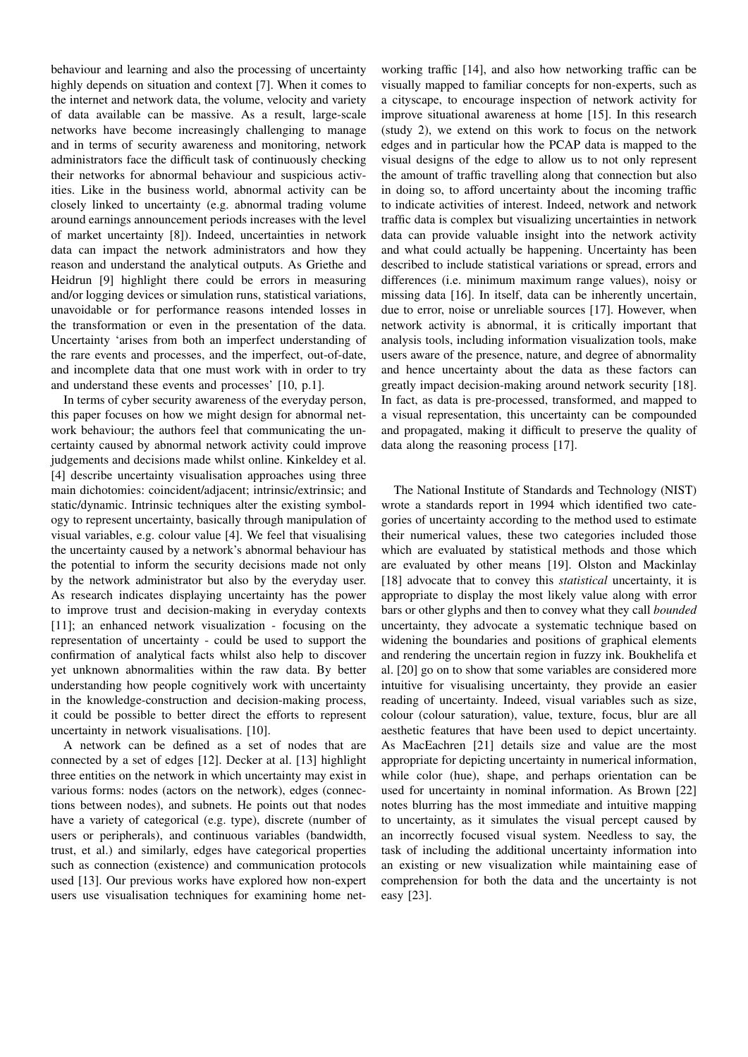behaviour and learning and also the processing of uncertainty highly depends on situation and context [7]. When it comes to the internet and network data, the volume, velocity and variety of data available can be massive. As a result, large-scale networks have become increasingly challenging to manage and in terms of security awareness and monitoring, network administrators face the difficult task of continuously checking their networks for abnormal behaviour and suspicious activities. Like in the business world, abnormal activity can be closely linked to uncertainty (e.g. abnormal trading volume around earnings announcement periods increases with the level of market uncertainty [8]). Indeed, uncertainties in network data can impact the network administrators and how they reason and understand the analytical outputs. As Griethe and Heidrun [9] highlight there could be errors in measuring and/or logging devices or simulation runs, statistical variations, unavoidable or for performance reasons intended losses in the transformation or even in the presentation of the data. Uncertainty 'arises from both an imperfect understanding of the rare events and processes, and the imperfect, out-of-date, and incomplete data that one must work with in order to try and understand these events and processes' [10, p.1].

In terms of cyber security awareness of the everyday person, this paper focuses on how we might design for abnormal network behaviour; the authors feel that communicating the uncertainty caused by abnormal network activity could improve judgements and decisions made whilst online. Kinkeldey et al. [4] describe uncertainty visualisation approaches using three main dichotomies: coincident/adjacent; intrinsic/extrinsic; and static/dynamic. Intrinsic techniques alter the existing symbology to represent uncertainty, basically through manipulation of visual variables, e.g. colour value [4]. We feel that visualising the uncertainty caused by a network's abnormal behaviour has the potential to inform the security decisions made not only by the network administrator but also by the everyday user. As research indicates displaying uncertainty has the power to improve trust and decision-making in everyday contexts [11]; an enhanced network visualization - focusing on the representation of uncertainty - could be used to support the confirmation of analytical facts whilst also help to discover yet unknown abnormalities within the raw data. By better understanding how people cognitively work with uncertainty in the knowledge-construction and decision-making process, it could be possible to better direct the efforts to represent uncertainty in network visualisations. [10].

A network can be defined as a set of nodes that are connected by a set of edges [12]. Decker at al. [13] highlight three entities on the network in which uncertainty may exist in various forms: nodes (actors on the network), edges (connections between nodes), and subnets. He points out that nodes have a variety of categorical (e.g. type), discrete (number of users or peripherals), and continuous variables (bandwidth, trust, et al.) and similarly, edges have categorical properties such as connection (existence) and communication protocols used [13]. Our previous works have explored how non-expert users use visualisation techniques for examining home networking traffic [14], and also how networking traffic can be visually mapped to familiar concepts for non-experts, such as a cityscape, to encourage inspection of network activity for improve situational awareness at home [15]. In this research (study 2), we extend on this work to focus on the network edges and in particular how the PCAP data is mapped to the visual designs of the edge to allow us to not only represent the amount of traffic travelling along that connection but also in doing so, to afford uncertainty about the incoming traffic to indicate activities of interest. Indeed, network and network traffic data is complex but visualizing uncertainties in network data can provide valuable insight into the network activity and what could actually be happening. Uncertainty has been described to include statistical variations or spread, errors and differences (i.e. minimum maximum range values), noisy or missing data [16]. In itself, data can be inherently uncertain, due to error, noise or unreliable sources [17]. However, when network activity is abnormal, it is critically important that analysis tools, including information visualization tools, make users aware of the presence, nature, and degree of abnormality and hence uncertainty about the data as these factors can greatly impact decision-making around network security [18]. In fact, as data is pre-processed, transformed, and mapped to a visual representation, this uncertainty can be compounded and propagated, making it difficult to preserve the quality of data along the reasoning process [17].

The National Institute of Standards and Technology (NIST) wrote a standards report in 1994 which identified two categories of uncertainty according to the method used to estimate their numerical values, these two categories included those which are evaluated by statistical methods and those which are evaluated by other means [19]. Olston and Mackinlay [18] advocate that to convey this *statistical* uncertainty, it is appropriate to display the most likely value along with error bars or other glyphs and then to convey what they call *bounded* uncertainty, they advocate a systematic technique based on widening the boundaries and positions of graphical elements and rendering the uncertain region in fuzzy ink. Boukhelifa et al. [20] go on to show that some variables are considered more intuitive for visualising uncertainty, they provide an easier reading of uncertainty. Indeed, visual variables such as size, colour (colour saturation), value, texture, focus, blur are all aesthetic features that have been used to depict uncertainty. As MacEachren [21] details size and value are the most appropriate for depicting uncertainty in numerical information, while color (hue), shape, and perhaps orientation can be used for uncertainty in nominal information. As Brown [22] notes blurring has the most immediate and intuitive mapping to uncertainty, as it simulates the visual percept caused by an incorrectly focused visual system. Needless to say, the task of including the additional uncertainty information into an existing or new visualization while maintaining ease of comprehension for both the data and the uncertainty is not easy [23].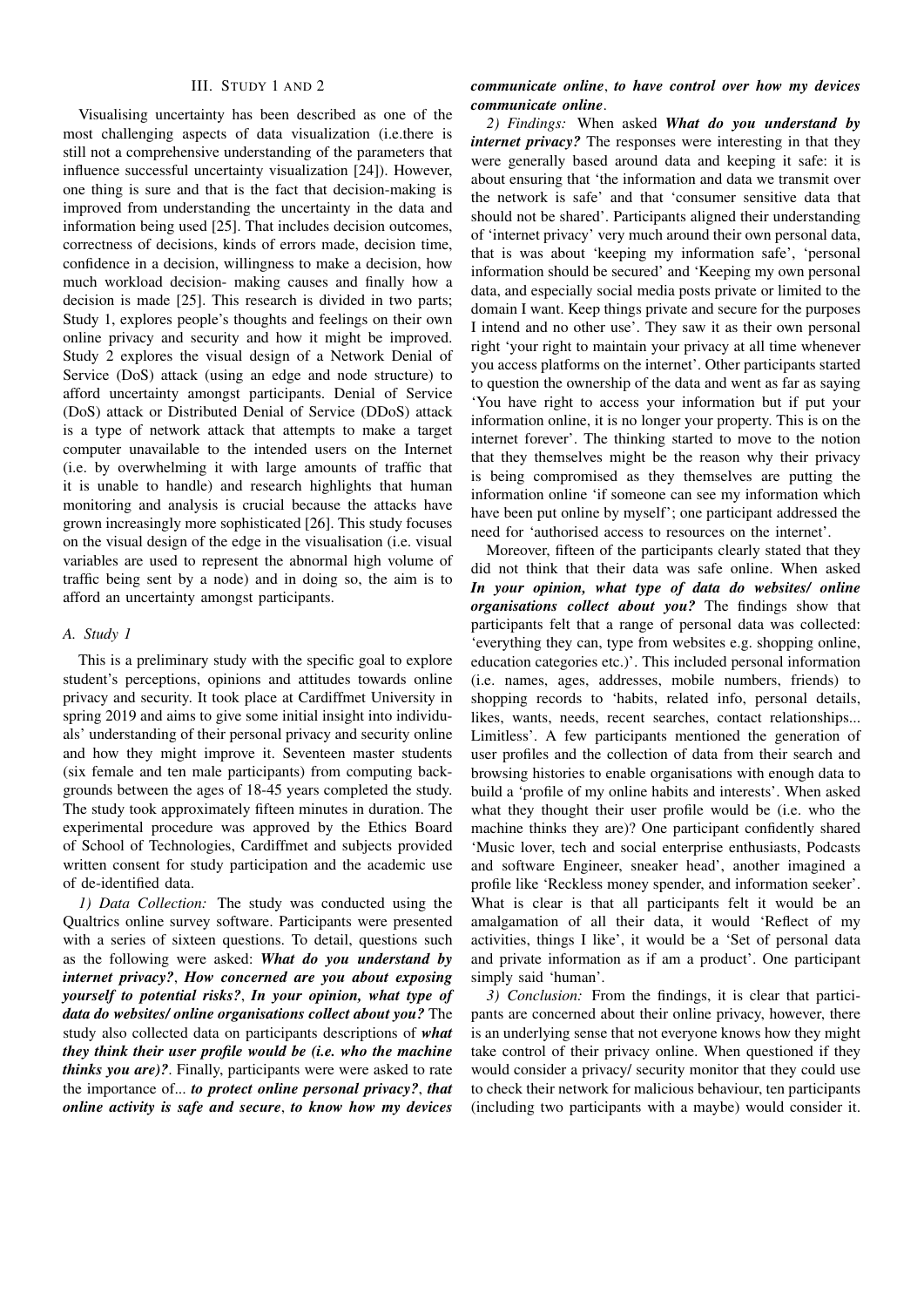## III. Study 1 and 2

Visualising uncertainty has been described as one of the most challenging aspects of data visualization (i.e.there is still not a comprehensive understanding of the parameters that influence successful uncertainty visualization [24]). However, one thing is sure and that is the fact that decision-making is improved from understanding the uncertainty in the data and information being used [25]. That includes decision outcomes, correctness of decisions, kinds of errors made, decision time, confidence in a decision, willingness to make a decision, how much workload decision- making causes and finally how a decision is made [25]. This research is divided in two parts; Study 1, explores people's thoughts and feelings on their own online privacy and security and how it might be improved. Study 2 explores the visual design of a Network Denial of Service (DoS) attack (using an edge and node structure) to afford uncertainty amongst participants. Denial of Service (DoS) attack or Distributed Denial of Service (DDoS) attack is a type of network attack that attempts to make a target computer unavailable to the intended users on the Internet (i.e. by overwhelming it with large amounts of traffic that it is unable to handle) and research highlights that human monitoring and analysis is crucial because the attacks have grown increasingly more sophisticated [26]. This study focuses on the visual design of the edge in the visualisation (i.e. visual variables are used to represent the abnormal high volume of traffic being sent by a node) and in doing so, the aim is to afford an uncertainty amongst participants.

### A. Study 1

This is a preliminary study with the specific goal to explore student's perceptions, opinions and attitudes towards online privacy and security. It took place at Cardiffmet University in spring 2019 and aims to give some initial insight into individuals' understanding of their personal privacy and security online and how they might improve it. Seventeen master students (six female and ten male participants) from computing backgrounds between the ages of 18-45 years completed the study. The study took approximately fifteen minutes in duration. The experimental procedure was approved by the Ethics Board of School of Technologies, Cardiffmet and subjects provided written consent for study participation and the academic use of de-identified data.

*1) Data Collection:* The study was conducted using the Qualtrics online survey software. Participants were presented with a series of sixteen questions. To detail, questions such as the following were asked: ***What do you understand by internet privacy?***, ***How concerned are you about exposing yourself to potential risks?***, ***In your opinion, what type of data do websites/ online organisations collect about you?*** The study also collected data on participants descriptions of ***what they think their user profile would be (i.e. who the machine thinks you are)?***. Finally, participants were were asked to rate the importance of... ***to protect online personal privacy?***, ***that online activity is safe and secure***, ***to know how my devices communicate online***, ***to have control over how my devices communicate online***.

*2) Findings:* When asked ***What do you understand by internet privacy?*** The responses were interesting in that they were generally based around data and keeping it safe: it is about ensuring that 'the information and data we transmit over the network is safe' and that 'consumer sensitive data that should not be shared'. Participants aligned their understanding of 'internet privacy' very much around their own personal data, that is was about 'keeping my information safe', 'personal information should be secured' and 'Keeping my own personal data, and especially social media posts private or limited to the domain I want. Keep things private and secure for the purposes I intend and no other use'. They saw it as their own personal right 'your right to maintain your privacy at all time whenever you access platforms on the internet'. Other participants started to question the ownership of the data and went as far as saying 'You have right to access your information but if put your information online, it is no longer your property. This is on the internet forever'. The thinking started to move to the notion that they themselves might be the reason why their privacy is being compromised as they themselves are putting the information online 'if someone can see my information which have been put online by myself'; one participant addressed the need for 'authorised access to resources on the internet'.

Moreover, fifteen of the participants clearly stated that they did not think that their data was safe online. When asked ***In your opinion, what type of data do websites/ online organisations collect about you?*** The findings show that participants felt that a range of personal data was collected: 'everything they can, type from websites e.g. shopping online, education categories etc.)'. This included personal information (i.e. names, ages, addresses, mobile numbers, friends) to shopping records to 'habits, related info, personal details, likes, wants, needs, recent searches, contact relationships... Limitless'. A few participants mentioned the generation of user profiles and the collection of data from their search and browsing histories to enable organisations with enough data to build a 'profile of my online habits and interests'. When asked what they thought their user profile would be (i.e. who the machine thinks they are)? One participant confidently shared 'Music lover, tech and social enterprise enthusiasts, Podcasts and software Engineer, sneaker head', another imagined a profile like 'Reckless money spender, and information seeker'. What is clear is that all participants felt it would be an amalgamation of all their data, it would 'Reflect of my activities, things I like', it would be a 'Set of personal data and private information as if am a product'. One participant simply said 'human'.

*3) Conclusion:* From the findings, it is clear that participants are concerned about their online privacy, however, there is an underlying sense that not everyone knows how they might take control of their privacy online. When questioned if they would consider a privacy/ security monitor that they could use to check their network for malicious behaviour, ten participants (including two participants with a maybe) would consider it.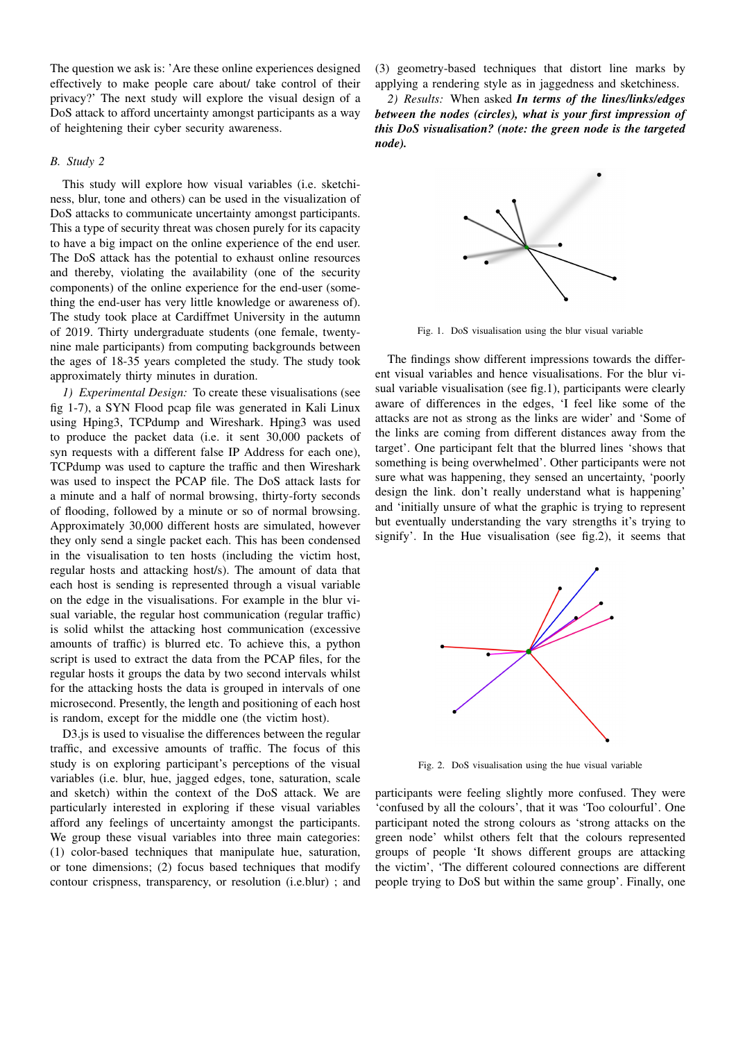The question we ask is: 'Are these online experiences designed effectively to make people care about/ take control of their privacy?' The next study will explore the visual design of a DoS attack to afford uncertainty amongst participants as a way of heightening their cyber security awareness.

### B. Study 2

This study will explore how visual variables (i.e. sketchiness, blur, tone and others) can be used in the visualization of DoS attacks to communicate uncertainty amongst participants. This a type of security threat was chosen purely for its capacity to have a big impact on the online experience of the end user. The DoS attack has the potential to exhaust online resources and thereby, violating the availability (one of the security components) of the online experience for the end-user (something the end-user has very little knowledge or awareness of). The study took place at Cardiffmet University in the autumn of 2019. Thirty undergraduate students (one female, twenty-nine male participants) from computing backgrounds between the ages of 18-35 years completed the study. The study took approximately thirty minutes in duration.

*1) Experimental Design:* To create these visualisations (see fig 1-7), a SYN Flood pcap file was generated in Kali Linux using Hping3, TCPdump and Wireshark. Hping3 was used to produce the packet data (i.e. it sent 30,000 packets of syn requests with a different false IP Address for each one), TCPdump was used to capture the traffic and then Wireshark was used to inspect the PCAP file. The DoS attack lasts for a minute and a half of normal browsing, thirty-forty seconds of flooding, followed by a minute or so of normal browsing. Approximately 30,000 different hosts are simulated, however they only send a single packet each. This has been condensed in the visualisation to ten hosts (including the victim host, regular hosts and attacking host/s). The amount of data that each host is sending is represented through a visual variable on the edge in the visualisations. For example in the blur visual variable, the regular host communication (regular traffic) is solid whilst the attacking host communication (excessive amounts of traffic) is blurred etc. To achieve this, a python script is used to extract the data from the PCAP files, for the regular hosts it groups the data by two second intervals whilst for the attacking hosts the data is grouped in intervals of one microsecond. Presently, the length and positioning of each host is random, except for the middle one (the victim host).

D3.js is used to visualise the differences between the regular traffic, and excessive amounts of traffic. The focus of this study is on exploring participant's perceptions of the visual variables (i.e. blur, hue, jagged edges, tone, saturation, scale and sketch) within the context of the DoS attack. We are particularly interested in exploring if these visual variables afford any feelings of uncertainty amongst the participants. We group these visual variables into three main categories: (1) color-based techniques that manipulate hue, saturation, or tone dimensions; (2) focus based techniques that modify contour crispness, transparency, or resolution (i.e.blur) ; and (3) geometry-based techniques that distort line marks by applying a rendering style as in jaggedness and sketchiness.

*2) Results:* When asked ***In terms of the lines/links/edges between the nodes (circles), what is your first impression of this DoS visualisation? (note: the green node is the targeted node).***

Fig. 1. DoS visualisation using the blur visual variable

The findings show different impressions towards the different visual variables and hence visualisations. For the blur visual variable visualisation (see fig.1), participants were clearly aware of differences in the edges, 'I feel like some of the attacks are not as strong as the links are wider' and 'Some of the links are coming from different distances away from the target'. One participant felt that the blurred lines 'shows that something is being overwhelmed'. Other participants were not sure what was happening, they sensed an uncertainty, 'poorly design the link. don't really understand what is happening' and 'initially unsure of what the graphic is trying to represent but eventually understanding the vary strengths it's trying to signify'. In the Hue visualisation (see fig.2), it seems that participants were feeling slightly more confused. They were 'confused by all the colours', that it was 'Too colourful'. One participant noted the strong colours as 'strong attacks on the green node' whilst others felt that the colours represented groups of people 'It shows different groups are attacking the victim', 'The different coloured connections are different people trying to DoS but within the same group'. Finally, one

Fig. 2. DoS visualisation using the hue visual variable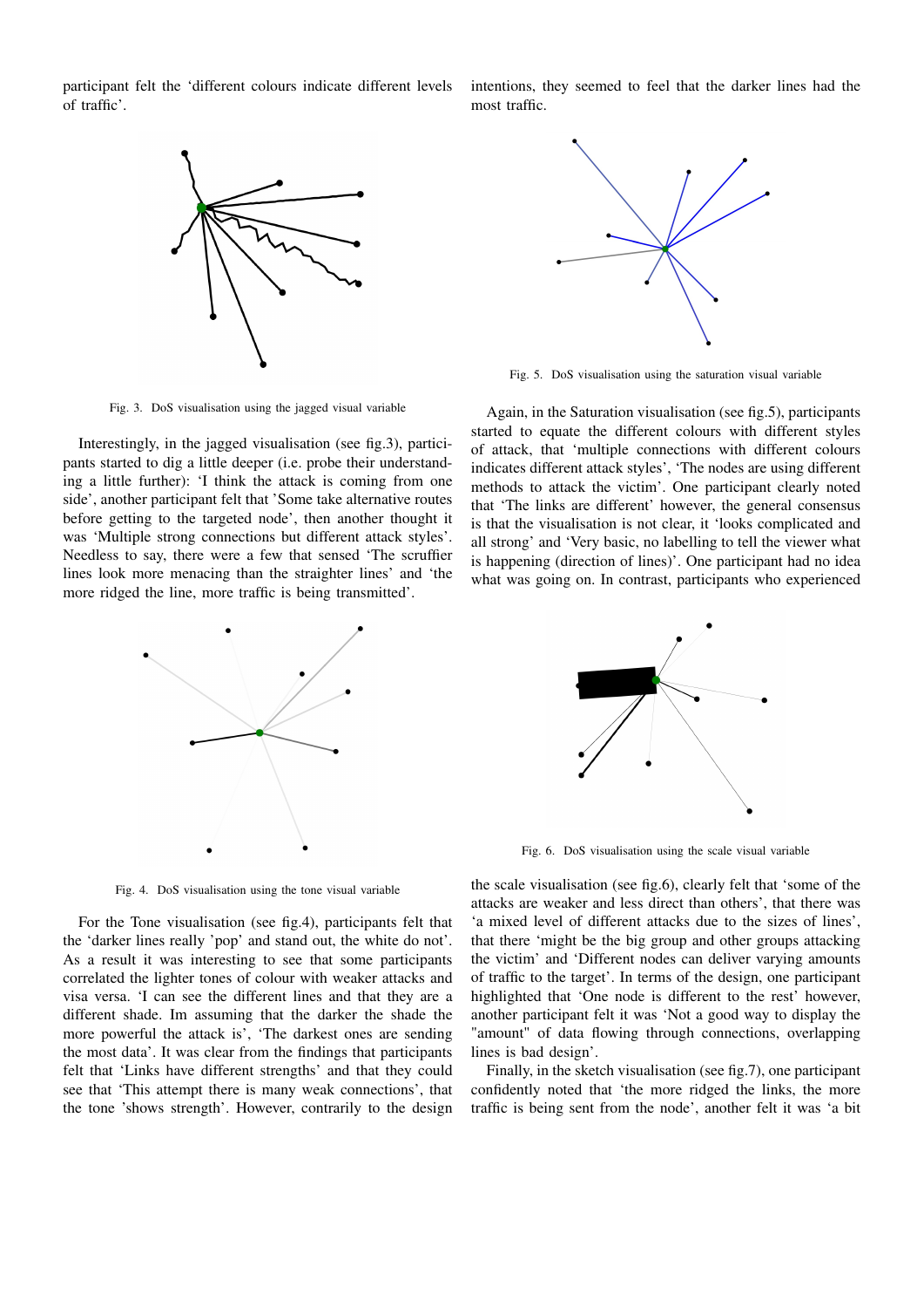participant felt the 'different colours indicate different levels of traffic'.

Fig. 3. DoS visualisation using the jagged visual variable

Interestingly, in the jagged visualisation (see fig.3), participants started to dig a little deeper (i.e. probe their understanding a little further): 'I think the attack is coming from one side', another participant felt that 'Some take alternative routes before getting to the targeted node', then another thought it was 'Multiple strong connections but different attack styles'. Needless to say, there were a few that sensed 'The scruffier lines look more menacing than the straighter lines' and 'the more ridged the line, more traffic is being transmitted'.

Fig. 4. DoS visualisation using the tone visual variable

For the Tone visualisation (see fig.4), participants felt that the 'darker lines really 'pop' and stand out, the white do not'. As a result it was interesting to see that some participants correlated the lighter tones of colour with weaker attacks and visa versa. 'I can see the different lines and that they are a different shade. Im assuming that the darker the shade the more powerful the attack is', 'The darkest ones are sending the most data'. It was clear from the findings that participants felt that 'Links have different strengths' and that they could see that 'This attempt there is many weak connections', that the tone 'shows strength'. However, contrarily to the design intentions, they seemed to feel that the darker lines had the most traffic.

Fig. 5. DoS visualisation using the saturation visual variable

Again, in the Saturation visualisation (see fig.5), participants started to equate the different colours with different styles of attack, that 'multiple connections with different colours indicates different attack styles', 'The nodes are using different methods to attack the victim'. One participant clearly noted that 'The links are different' however, the general consensus is that the visualisation is not clear, it 'looks complicated and all strong' and 'Very basic, no labelling to tell the viewer what is happening (direction of lines)'. One participant had no idea what was going on. In contrast, participants who experienced

Fig. 6. DoS visualisation using the scale visual variable

the scale visualisation (see fig.6), clearly felt that 'some of the attacks are weaker and less direct than others', that there was 'a mixed level of different attacks due to the sizes of lines', that there 'might be the big group and other groups attacking the victim' and 'Different nodes can deliver varying amounts of traffic to the target'. In terms of the design, one participant highlighted that 'One node is different to the rest' however, another participant felt it was 'Not a good way to display the "amount" of data flowing through connections, overlapping lines is bad design'.

Finally, in the sketch visualisation (see fig.7), one participant confidently noted that 'the more ridged the links, the more traffic is being sent from the node', another felt it was 'a bit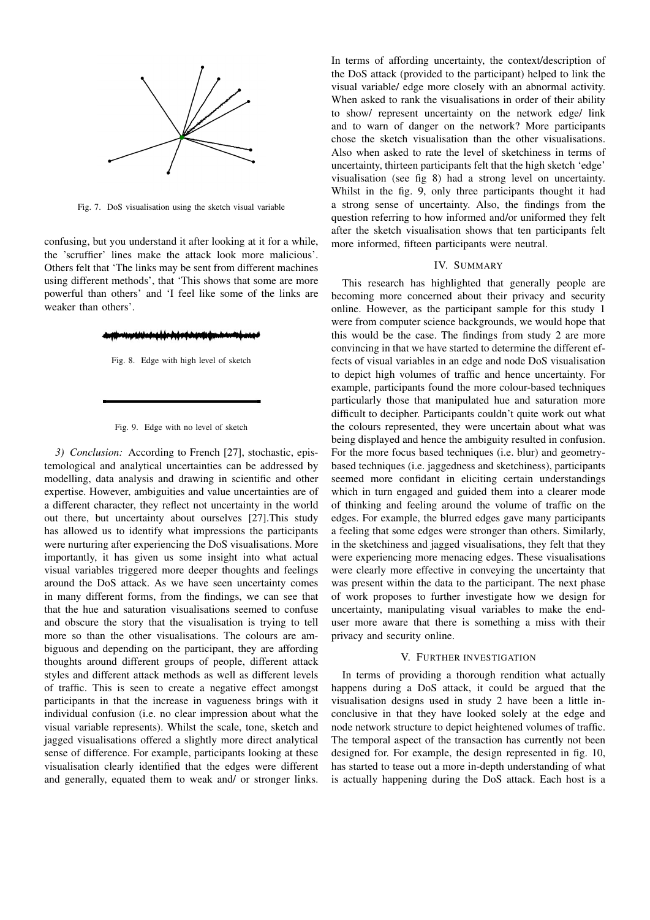Fig. 7. DoS visualisation using the sketch visual variable

confusing, but you understand it after looking at it for a while, the 'scruffier' lines make the attack look more malicious'. Others felt that 'The links may be sent from different machines using different methods', that 'This shows that some are more powerful than others' and 'I feel like some of the links are weaker than others'.

Fig. 8. Edge with high level of sketch

Fig. 9. Edge with no level of sketch

*3) Conclusion:* According to French [27], stochastic, epistemological and analytical uncertainties can be addressed by modelling, data analysis and drawing in scientific and other expertise. However, ambiguities and value uncertainties are of a different character, they reflect not uncertainty in the world out there, but uncertainty about ourselves [27].This study has allowed us to identify what impressions the participants were nurturing after experiencing the DoS visualisations. More importantly, it has given us some insight into what actual visual variables triggered more deeper thoughts and feelings around the DoS attack. As we have seen uncertainty comes in many different forms, from the findings, we can see that that the hue and saturation visualisations seemed to confuse and obscure the story that the visualisation is trying to tell more so than the other visualisations. The colours are ambiguous and depending on the participant, they are affording thoughts around different groups of people, different attack styles and different attack methods as well as different levels of traffic. This is seen to create a negative effect amongst participants in that the increase in vagueness brings with it individual confusion (i.e. no clear impression about what the visual variable represents). Whilst the scale, tone, sketch and jagged visualisations offered a slightly more direct analytical sense of difference. For example, participants looking at these visualisation clearly identified that the edges were different and generally, equated them to weak and/ or stronger links. In terms of affording uncertainty, the context/description of the DoS attack (provided to the participant) helped to link the visual variable/ edge more closely with an abnormal activity. When asked to rank the visualisations in order of their ability to show/ represent uncertainty on the network edge/ link and to warn of danger on the network? More participants chose the sketch visualisation than the other visualisations. Also when asked to rate the level of sketchiness in terms of uncertainty, thirteen participants felt that the high sketch 'edge' visualisation (see fig 8) had a strong level on uncertainty. Whilst in the fig. 9, only three participants thought it had a strong sense of uncertainty. Also, the findings from the question referring to how informed and/or uniformed they felt after the sketch visualisation shows that ten participants felt more informed, fifteen participants were neutral.

## IV. Summary

This research has highlighted that generally people are becoming more concerned about their privacy and security online. However, as the participant sample for this study 1 were from computer science backgrounds, we would hope that this would be the case. The findings from study 2 are more convincing in that we have started to determine the different effects of visual variables in an edge and node DoS visualisation to depict high volumes of traffic and hence uncertainty. For example, participants found the more colour-based techniques particularly those that manipulated hue and saturation more difficult to decipher. Participants couldn't quite work out what the colours represented, they were uncertain about what was being displayed and hence the ambiguity resulted in confusion. For the more focus based techniques (i.e. blur) and geometry-based techniques (i.e. jaggedness and sketchiness), participants seemed more confidant in eliciting certain understandings which in turn engaged and guided them into a clearer mode of thinking and feeling around the volume of traffic on the edges. For example, the blurred edges gave many participants a feeling that some edges were stronger than others. Similarly, in the sketchiness and jagged visualisations, they felt that they were experiencing more menacing edges. These visualisations were clearly more effective in conveying the uncertainty that was present within the data to the participant. The next phase of work proposes to further investigate how we design for uncertainty, manipulating visual variables to make the end-user more aware that there is something a miss with their privacy and security online.

## V. Further investigation

In terms of providing a thorough rendition what actually happens during a DoS attack, it could be argued that the visualisation designs used in study 2 have been a little inconclusive in that they have looked solely at the edge and node network structure to depict heightened volumes of traffic. The temporal aspect of the transaction has currently not been designed for. For example, the design represented in fig. 10, has started to tease out a more in-depth understanding of what is actually happening during the DoS attack. Each host is a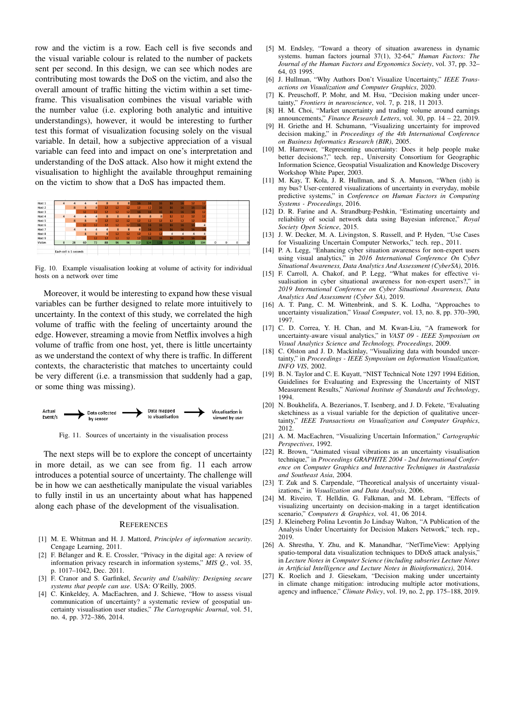row and the victim is a row. Each cell is five seconds and the visual variable colour is related to the number of packets sent per second. In this design, we can see which nodes are contributing most towards the DoS on the victim, and also the overall amount of traffic hitting the victim within a set time-frame. This visualisation combines the visual variable with the number value (i.e. exploring both analytic and intuitive understandings), however, it would be interesting to further test this format of visualization focusing solely on the visual variable. In detail, how a subjective appreciation of a visual variable can feed into and impact on one's interpretation and understanding of the DoS attack. Also how it might extend the visualisation to highlight the available throughput remaining on the victim to show that a DoS has impacted them.

Fig. 10. Example visualisation looking at volume of activity for individual hosts on a network over time

Moreover, it would be interesting to expand how these visual variables can be further designed to relate more intuitively to uncertainty. In the context of this study, we correlated the high volume of traffic with the feeling of uncertainty around the edge. However, streaming a movie from Netflix involves a high volume of traffic from one host, yet, there is little uncertainty as we understand the context of why there is traffic. In different contexts, the characteristic that matches to uncertainty could be very different (i.e. a transmission that suddenly had a gap, or some thing was missing).

Actual Event/s → Data collected by sensor → Data mapped to visualisation → Visualisation is viewed by user

Fig. 11. Sources of uncertainty in the visualisation process

The next steps will be to explore the concept of uncertainty in more detail, as we can see from fig. 11 each arrow introduces a potential source of uncertainty. The challenge will be in how we can aesthetically manipulate the visual variables to fully instil in us an uncertainty about what has happened along each phase of the development of the visualisation.

## References

[1] M. E. Whitman and H. J. Mattord, *Principles of information security*. Cengage Learning, 2011.

[2] F. Bélanger and R. E. Crossler, "Privacy in the digital age: A review of information privacy research in information systems," *MIS Q.*, vol. 35, p. 1017–1042, Dec. 2011.

[3] F. Cranor and S. Garfinkel, *Security and Usability: Designing secure systems that people can use*. USA: O'Reilly, 2005.

[4] C. Kinkeldey, A. MacEachren, and J. Schiewe, "How to assess visual communication of uncertainty? a systematic review of geospatial uncertainty visualisation user studies," *The Cartographic Journal*, vol. 51, no. 4, pp. 372–386, 2014.

[5] M. Endsley, "Toward a theory of situation awareness in dynamic systems. human factors journal 37(1), 32-64," *Human Factors: The Journal of the Human Factors and Ergonomics Society*, vol. 37, pp. 32–64, 03 1995.

[6] J. Hullman, "Why Authors Don't Visualize Uncertainty," *IEEE Transactions on Visualization and Computer Graphics*, 2020.

[7] K. Preuschoff, P. Mohr, and M. Hsu, "Decision making under uncertainty," *Frontiers in neuroscience*, vol. 7, p. 218, 11 2013.

[8] H. M. Choi, "Market uncertainty and trading volume around earnings announcements," *Finance Research Letters*, vol. 30, pp. 14 – 22, 2019.

[9] H. Griethe and H. Schumann, "Visualizing uncertainty for improved decision making," in *Proceedings of the 4th International Conference on Business Informatics Research (BIR)*, 2005.

[10] M. Harrower, "Representing uncertainty: Does it help people make better decisions?," tech. rep., University Consortium for Geographic Information Science, Geospatial Visualization and Knowledge Discovery Workshop White Paper, 2003.

[11] M. Kay, T. Kola, J. R. Hullman, and S. A. Munson, "When (ish) is my bus? User-centered visualizations of uncertainty in everyday, mobile predictive systems," in *Conference on Human Factors in Computing Systems - Proceedings*, 2016.

[12] D. R. Farine and A. Strandburg-Peshkin, "Estimating uncertainty and reliability of social network data using Bayesian inference," *Royal Society Open Science*, 2015.

[13] J. W. Decker, M. A. Livingston, S. Russell, and P. Hyden, "Use Cases for Visualizing Uncertain Computer Networks," tech. rep., 2011.

[14] P. A. Legg, "Enhancing cyber situation awareness for non-expert users using visual analytics," in *2016 International Conference On Cyber Situational Awareness, Data Analytics And Assessment (CyberSA)*, 2016.

[15] F. Carroll, A. Chakof, and P. Legg, "What makes for effective visualisation in cyber situational awareness for non-expert users?," in *2019 International Conference on Cyber Situational Awareness, Data Analytics And Assessment (Cyber SA)*, 2019.

[16] A. T. Pang, C. M. Wittenbrink, and S. K. Lodha, "Approaches to uncertainty visualization," *Visual Computer*, vol. 13, no. 8, pp. 370–390, 1997.

[17] C. D. Correa, Y. H. Chan, and K. Kwan-Liu, "A framework for uncertainty-aware visual analytics," in *VAST 09 - IEEE Symposium on Visual Analytics Science and Technology, Proceedings*, 2009.

[18] C. Olston and J. D. Mackinlay, "Visualizing data with bounded uncertainty," in *Proceedings - IEEE Symposium on Information Visualization, INFO VIS*, 2002.

[19] B. N. Taylor and C. E. Kuyatt, "NIST Technical Note 1297 1994 Edition, Guidelines for Evaluating and Expressing the Uncertainty of NIST Measurement Results," *National Institute of Standards and Technology*, 1994.

[20] N. Boukhelifa, A. Bezerianos, T. Isenberg, and J. D. Fekete, "Evaluating sketchiness as a visual variable for the depiction of qualitative uncertainty," *IEEE Transactions on Visualization and Computer Graphics*, 2012.

[21] A. M. MacEachren, "Visualizing Uncertain Information," *Cartographic Perspectives*, 1992.

[22] R. Brown, "Animated visual vibrations as an uncertainty visualisation technique," in *Proceedings GRAPHITE 2004 - 2nd International Conference on Computer Graphics and Interactive Techniques in Australasia and Southeast Asia*, 2004.

[23] T. Zuk and S. Carpendale, "Theoretical analysis of uncertainty visualizations," in *Visualization and Data Analysis*, 2006.

[24] M. Riveiro, T. Helldin, G. Falkman, and M. Lebram, "Effects of visualizing uncertainty on decision-making in a target identification scenario," *Computers & Graphics*, vol. 41, 06 2014.

[25] J. Kleineberg Polina Levontin Jo Lindsay Walton, "A Publication of the Analysis Under Uncertainty for Decision Makers Network," tech. rep., 2019.

[26] A. Shrestha, Y. Zhu, and K. Manandhar, "NetTimeView: Applying spatio-temporal data visualization techniques to DDoS attack analysis," in *Lecture Notes in Computer Science (including subseries Lecture Notes in Artificial Intelligence and Lecture Notes in Bioinformatics)*, 2014.

[27] K. Roelich and J. Giesekam, "Decision making under uncertainty in climate change mitigation: introducing multiple actor motivations, agency and influence," *Climate Policy*, vol. 19, no. 2, pp. 175–188, 2019.